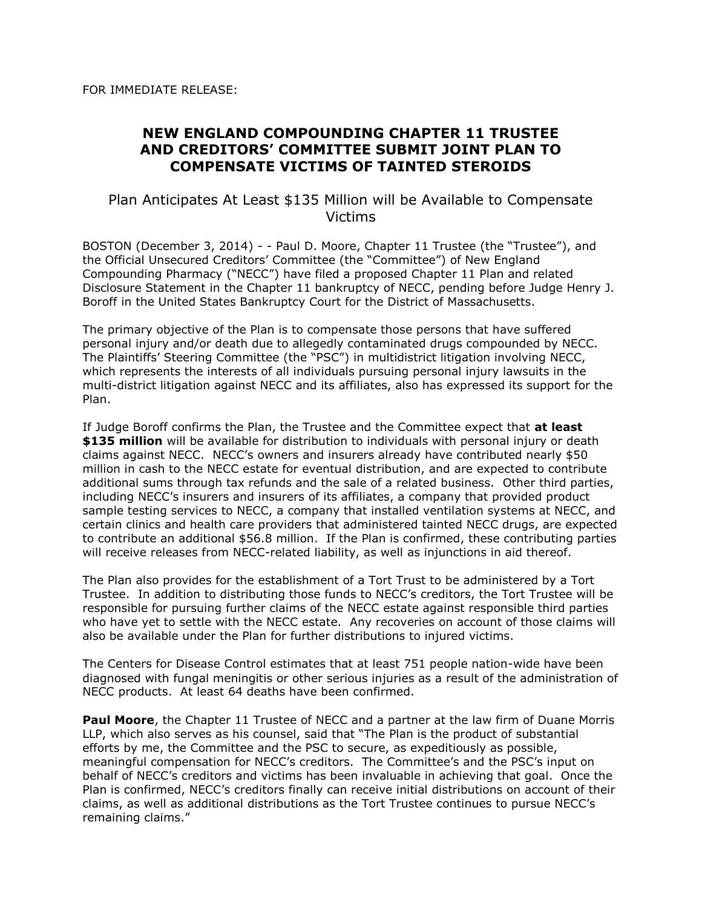FOR IMMEDIATE RELEASE:

# NEW ENGLAND COMPOUNDING CHAPTER 11 TRUSTEE AND CREDITORS' COMMITTEE SUBMIT JOINT PLAN TO COMPENSATE VICTIMS OF TAINTED STEROIDS

## Plan Anticipates At Least $135 Million will be Available to Compensate Victims

BOSTON (December 3, 2014) - - Paul D. Moore, Chapter 11 Trustee (the "Trustee"), and the Official Unsecured Creditors' Committee (the "Committee") of New England Compounding Pharmacy ("NECC") have filed a proposed Chapter 11 Plan and related Disclosure Statement in the Chapter 11 bankruptcy of NECC, pending before Judge Henry J. Boroff in the United States Bankruptcy Court for the District of Massachusetts.

The primary objective of the Plan is to compensate those persons that have suffered personal injury and/or death due to allegedly contaminated drugs compounded by NECC. The Plaintiffs' Steering Committee (the "PSC") in multidistrict litigation involving NECC, which represents the interests of all individuals pursuing personal injury lawsuits in the multi-district litigation against NECC and its affiliates, also has expressed its support for the Plan.

If Judge Boroff confirms the Plan, the Trustee and the Committee expect that **at least $135 million** will be available for distribution to individuals with personal injury or death claims against NECC. NECC's owners and insurers already have contributed nearly $50 million in cash to the NECC estate for eventual distribution, and are expected to contribute additional sums through tax refunds and the sale of a related business. Other third parties, including NECC's insurers and insurers of its affiliates, a company that provided product sample testing services to NECC, a company that installed ventilation systems at NECC, and certain clinics and health care providers that administered tainted NECC drugs, are expected to contribute an additional $56.8 million. If the Plan is confirmed, these contributing parties will receive releases from NECC-related liability, as well as injunctions in aid thereof.

The Plan also provides for the establishment of a Tort Trust to be administered by a Tort Trustee. In addition to distributing those funds to NECC's creditors, the Tort Trustee will be responsible for pursuing further claims of the NECC estate against responsible third parties who have yet to settle with the NECC estate. Any recoveries on account of those claims will also be available under the Plan for further distributions to injured victims.

The Centers for Disease Control estimates that at least 751 people nation-wide have been diagnosed with fungal meningitis or other serious injuries as a result of the administration of NECC products. At least 64 deaths have been confirmed.

**Paul Moore**, the Chapter 11 Trustee of NECC and a partner at the law firm of Duane Morris LLP, which also serves as his counsel, said that "The Plan is the product of substantial efforts by me, the Committee and the PSC to secure, as expeditiously as possible, meaningful compensation for NECC's creditors. The Committee's and the PSC's input on behalf of NECC's creditors and victims has been invaluable in achieving that goal. Once the Plan is confirmed, NECC's creditors finally can receive initial distributions on account of their claims, as well as additional distributions as the Tort Trustee continues to pursue NECC's remaining claims."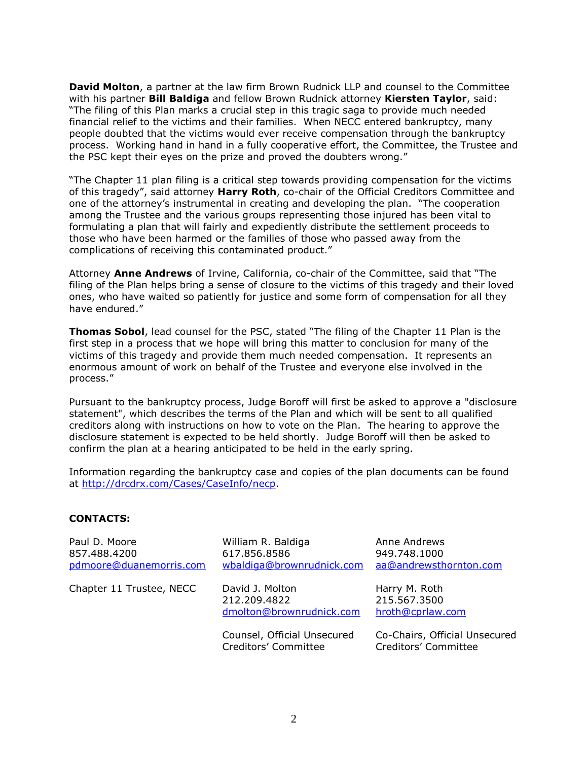**David Molton**, a partner at the law firm Brown Rudnick LLP and counsel to the Committee with his partner **Bill Baldiga** and fellow Brown Rudnick attorney **Kiersten Taylor**, said: "The filing of this Plan marks a crucial step in this tragic saga to provide much needed financial relief to the victims and their families. When NECC entered bankruptcy, many people doubted that the victims would ever receive compensation through the bankruptcy process. Working hand in hand in a fully cooperative effort, the Committee, the Trustee and the PSC kept their eyes on the prize and proved the doubters wrong."

"The Chapter 11 plan filing is a critical step towards providing compensation for the victims of this tragedy", said attorney **Harry Roth**, co-chair of the Official Creditors Committee and one of the attorney's instrumental in creating and developing the plan. "The cooperation among the Trustee and the various groups representing those injured has been vital to formulating a plan that will fairly and expediently distribute the settlement proceeds to those who have been harmed or the families of those who passed away from the complications of receiving this contaminated product."

Attorney **Anne Andrews** of Irvine, California, co-chair of the Committee, said that "The filing of the Plan helps bring a sense of closure to the victims of this tragedy and their loved ones, who have waited so patiently for justice and some form of compensation for all they have endured."

**Thomas Sobol**, lead counsel for the PSC, stated "The filing of the Chapter 11 Plan is the first step in a process that we hope will bring this matter to conclusion for many of the victims of this tragedy and provide them much needed compensation. It represents an enormous amount of work on behalf of the Trustee and everyone else involved in the process."

Pursuant to the bankruptcy process, Judge Boroff will first be asked to approve a "disclosure statement", which describes the terms of the Plan and which will be sent to all qualified creditors along with instructions on how to vote on the Plan. The hearing to approve the disclosure statement is expected to be held shortly. Judge Boroff will then be asked to confirm the plan at a hearing anticipated to be held in the early spring.

Information regarding the bankruptcy case and copies of the plan documents can be found at http://drcdrx.com/Cases/CaseInfo/necp.

**CONTACTS:**

Paul D. Moore
857.488.4200
pdmoore@duanemorris.com

Chapter 11 Trustee, NECC

William R. Baldiga
617.856.8586
wbaldiga@brownrudnick.com

David J. Molton
212.209.4822
dmolton@brownrudnick.com

Counsel, Official Unsecured Creditors' Committee

Anne Andrews
949.748.1000
aa@andrewsthornton.com

Harry M. Roth
215.567.3500
hroth@cprlaw.com

Co-Chairs, Official Unsecured Creditors' Committee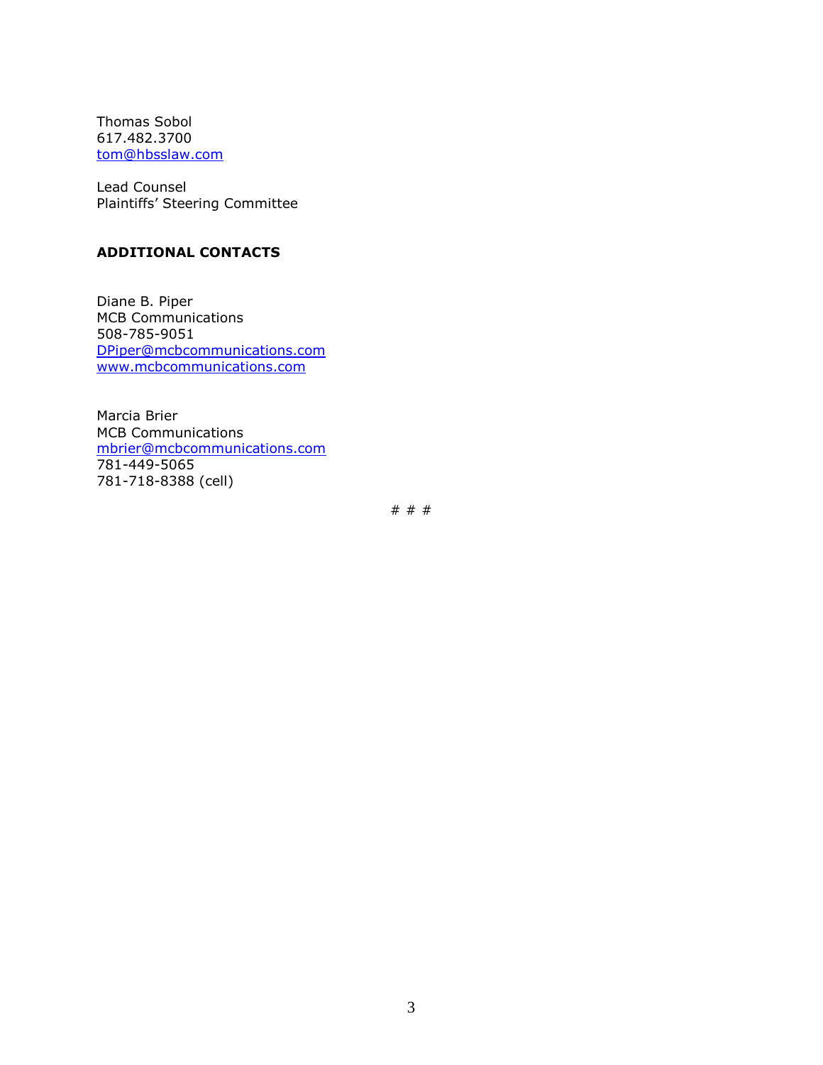Thomas Sobol
617.482.3700
tom@hbsslaw.com

Lead Counsel
Plaintiffs' Steering Committee

**ADDITIONAL CONTACTS**

Diane B. Piper
MCB Communications
508-785-9051
DPiper@mcbcommunications.com
www.mcbcommunications.com

Marcia Brier
MCB Communications
mbrier@mcbcommunications.com
781-449-5065
781-718-8388 (cell)

# # #